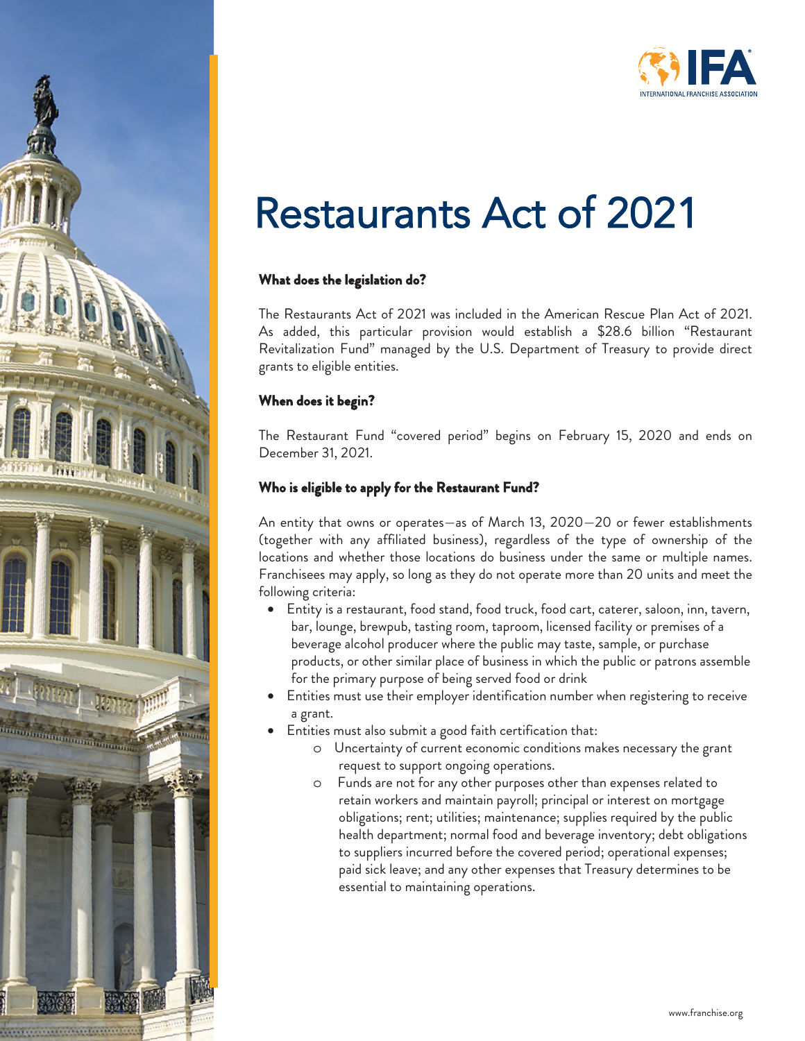# Restaurants Act of 2021

### What does the legislation do?

The Restaurants Act of 2021 was included in the American Rescue Plan Act of 2021. As added, this particular provision would establish a $28.6 billion "Restaurant Revitalization Fund" managed by the U.S. Department of Treasury to provide direct grants to eligible entities.

### When does it begin?

The Restaurant Fund "covered period" begins on February 15, 2020 and ends on December 31, 2021.

### Who is eligible to apply for the Restaurant Fund?

An entity that owns or operates—as of March 13, 2020—20 or fewer establishments (together with any affiliated business), regardless of the type of ownership of the locations and whether those locations do business under the same or multiple names. Franchisees may apply, so long as they do not operate more than 20 units and meet the following criteria:

- Entity is a restaurant, food stand, food truck, food cart, caterer, saloon, inn, tavern, bar, lounge, brewpub, tasting room, taproom, licensed facility or premises of a beverage alcohol producer where the public may taste, sample, or purchase products, or other similar place of business in which the public or patrons assemble for the primary purpose of being served food or drink
- Entities must use their employer identification number when registering to receive a grant.
- Entities must also submit a good faith certification that:
  - Uncertainty of current economic conditions makes necessary the grant request to support ongoing operations.
  - Funds are not for any other purposes other than expenses related to retain workers and maintain payroll; principal or interest on mortgage obligations; rent; utilities; maintenance; supplies required by the public health department; normal food and beverage inventory; debt obligations to suppliers incurred before the covered period; operational expenses; paid sick leave; and any other expenses that Treasury determines to be essential to maintaining operations.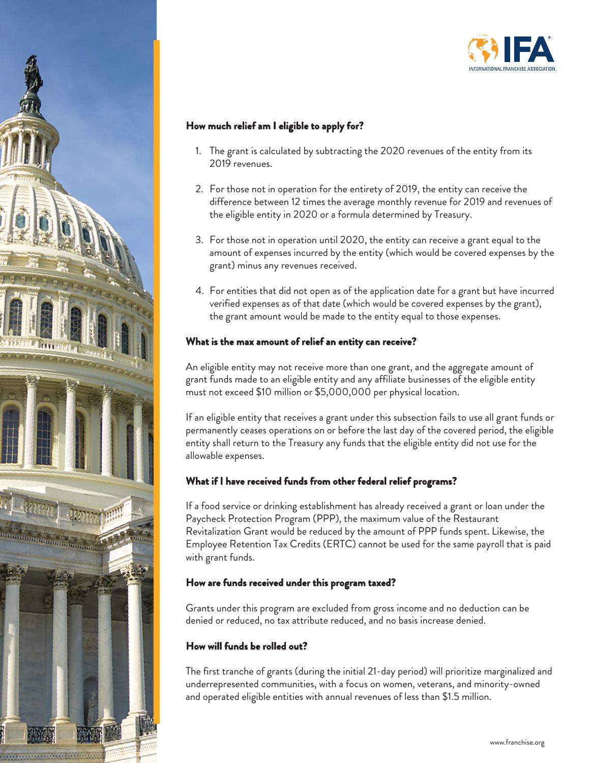### How much relief am I eligible to apply for?

1. The grant is calculated by subtracting the 2020 revenues of the entity from its 2019 revenues.
2. For those not in operation for the entirety of 2019, the entity can receive the difference between 12 times the average monthly revenue for 2019 and revenues of the eligible entity in 2020 or a formula determined by Treasury.
3. For those not in operation until 2020, the entity can receive a grant equal to the amount of expenses incurred by the entity (which would be covered expenses by the grant) minus any revenues received.
4. For entities that did not open as of the application date for a grant but have incurred verified expenses as of that date (which would be covered expenses by the grant), the grant amount would be made to the entity equal to those expenses.

### What is the max amount of relief an entity can receive?

An eligible entity may not receive more than one grant, and the aggregate amount of grant funds made to an eligible entity and any affiliate businesses of the eligible entity must not exceed $10 million or $5,000,000 per physical location.

If an eligible entity that receives a grant under this subsection fails to use all grant funds or permanently ceases operations on or before the last day of the covered period, the eligible entity shall return to the Treasury any funds that the eligible entity did not use for the allowable expenses.

### What if I have received funds from other federal relief programs?

If a food service or drinking establishment has already received a grant or loan under the Paycheck Protection Program (PPP), the maximum value of the Restaurant Revitalization Grant would be reduced by the amount of PPP funds spent. Likewise, the Employee Retention Tax Credits (ERTC) cannot be used for the same payroll that is paid with grant funds.

### How are funds received under this program taxed?

Grants under this program are excluded from gross income and no deduction can be denied or reduced, no tax attribute reduced, and no basis increase denied.

### How will funds be rolled out?

The first tranche of grants (during the initial 21-day period) will prioritize marginalized and underrepresented communities, with a focus on women, veterans, and minority-owned and operated eligible entities with annual revenues of less than $1.5 million.